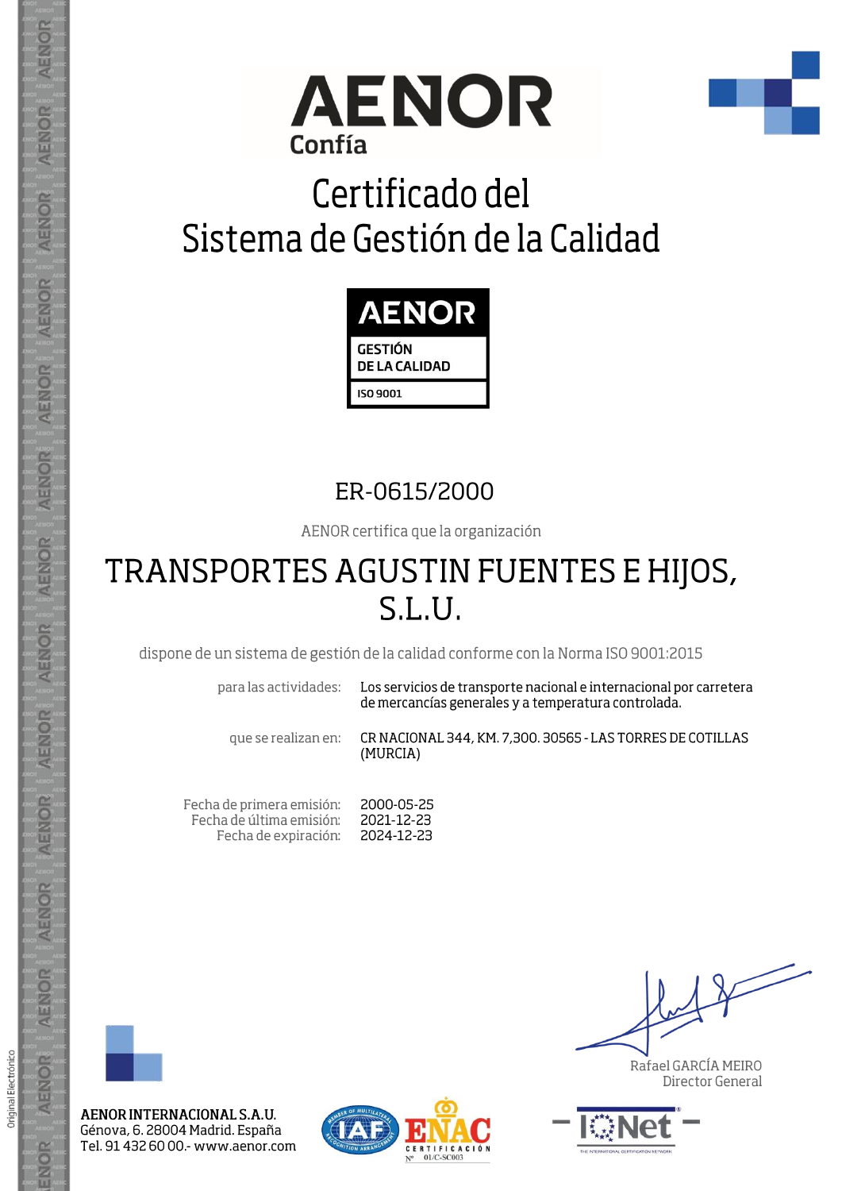AENOR
Confía

# Certificado del Sistema de Gestión de la Calidad

AENOR
GESTIÓN DE LA CALIDAD
ISO 9001

ER-0615/2000

AENOR certifica que la organización

## TRANSPORTES AGUSTIN FUENTES E HIJOS, S.L.U.

dispone de un sistema de gestión de la calidad conforme con la Norma ISO 9001:2015

para las actividades: Los servicios de transporte nacional e internacional por carretera de mercancías generales y a temperatura controlada.

que se realizan en: CR NACIONAL 344, KM. 7,300. 30565 - LAS TORRES DE COTILLAS (MURCIA)

Fecha de primera emisión: 2000-05-25
Fecha de última emisión: 2021-12-23
Fecha de expiración: 2024-12-23

Rafael GARCÍA MEIRO
Director General

**AENOR INTERNACIONAL S.A.U.**
Génova, 6. 28004 Madrid. España
Tel. 91 432 60 00.- www.aenor.com

ENAC CERTIFICACIÓN Nº 01/C-SC003

Original Electrónico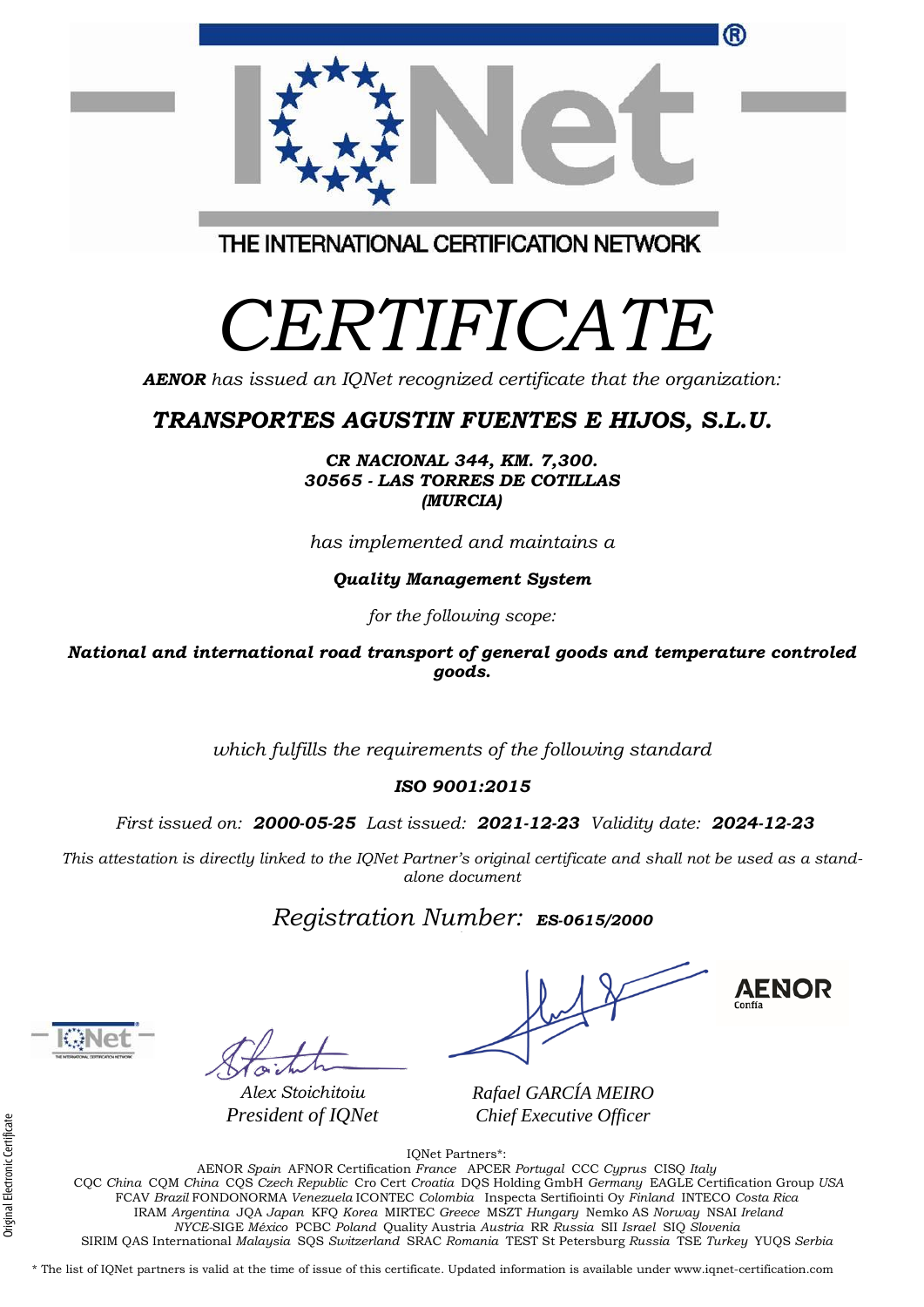THE INTERNATIONAL CERTIFICATION NETWORK

# CERTIFICATE

***AENOR*** *has issued an IQNet recognized certificate that the organization:*

## ***TRANSPORTES AGUSTIN FUENTES E HIJOS, S.L.U.***

***CR NACIONAL 344, KM. 7,300.***
***30565 - LAS TORRES DE COTILLAS***
***(MURCIA)***

*has implemented and maintains a*

***Quality Management System***

*for the following scope:*

***National and international road transport of general goods and temperature controled goods.***

*which fulfills the requirements of the following standard*

***ISO 9001:2015***

*First issued on:* ***2000-05-25*** *Last issued:* ***2021-12-23*** *Validity date:* ***2024-12-23***

*This attestation is directly linked to the IQNet Partner's original certificate and shall not be used as a stand-alone document*

*Registration Number:* ***ES-0615/2000***

AENOR
Confía

*Alex Stoichitoiu*
*President of IQNet*

*Rafael GARCÍA MEIRO*
*Chief Executive Officer*

Original Electronic Certificate

IQNet Partners*:

AENOR *Spain* AFNOR Certification *France* APCER *Portugal* CCC *Cyprus* CISQ *Italy*
CQC *China* CQM *China* CQS *Czech Republic* Cro Cert *Croatia* DQS Holding GmbH *Germany* EAGLE Certification Group *USA*
FCAV *Brazil* FONDONORMA *Venezuela* ICONTEC *Colombia* Inspecta Sertifiointi Oy *Finland* INTECO *Costa Rica*
IRAM *Argentina* JQA *Japan* KFQ *Korea* MIRTEC *Greece* MSZT *Hungary* Nemko AS *Norway* NSAI *Ireland*
*NYCE*-SIGE *México* PCBC *Poland* Quality Austria *Austria* RR *Russia* SII *Israel* SIQ *Slovenia*
SIRIM QAS International *Malaysia* SQS *Switzerland* SRAC *Romania* TEST St Petersburg *Russia* TSE *Turkey* YUQS *Serbia*

* The list of IQNet partners is valid at the time of issue of this certificate. Updated information is available under www.iqnet-certification.com